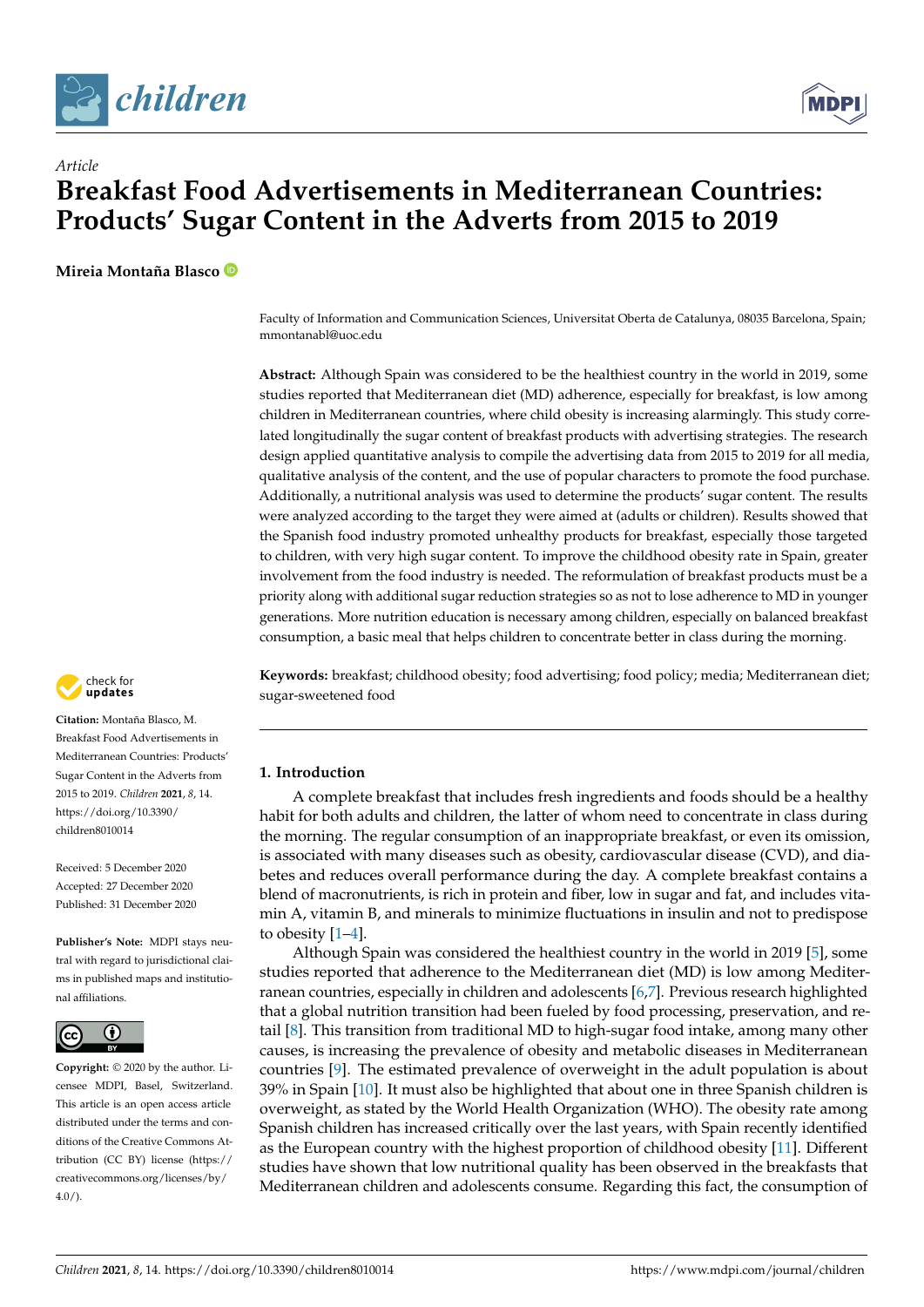*Article*

# Breakfast Food Advertisements in Mediterranean Countries: Products' Sugar Content in the Adverts from 2015 to 2019

**Mireia Montaña Blasco**

Faculty of Information and Communication Sciences, Universitat Oberta de Catalunya, 08035 Barcelona, Spain; mmontanabl@uoc.edu

**Abstract:** Although Spain was considered to be the healthiest country in the world in 2019, some studies reported that Mediterranean diet (MD) adherence, especially for breakfast, is low among children in Mediterranean countries, where child obesity is increasing alarmingly. This study correlated longitudinally the sugar content of breakfast products with advertising strategies. The research design applied quantitative analysis to compile the advertising data from 2015 to 2019 for all media, qualitative analysis of the content, and the use of popular characters to promote the food purchase. Additionally, a nutritional analysis was used to determine the products' sugar content. The results were analyzed according to the target they were aimed at (adults or children). Results showed that the Spanish food industry promoted unhealthy products for breakfast, especially those targeted to children, with very high sugar content. To improve the childhood obesity rate in Spain, greater involvement from the food industry is needed. The reformulation of breakfast products must be a priority along with additional sugar reduction strategies so as not to lose adherence to MD in younger generations. More nutrition education is necessary among children, especially on balanced breakfast consumption, a basic meal that helps children to concentrate better in class during the morning.

**Keywords:** breakfast; childhood obesity; food advertising; food policy; media; Mediterranean diet; sugar-sweetened food

**Citation:** Montaña Blasco, M. Breakfast Food Advertisements in Mediterranean Countries: Products' Sugar Content in the Adverts from 2015 to 2019. *Children* **2021**, *8*, 14. https://doi.org/10.3390/children8010014

Received: 5 December 2020
Accepted: 27 December 2020
Published: 31 December 2020

**Publisher's Note:** MDPI stays neutral with regard to jurisdictional claims in published maps and institutional affiliations.

**Copyright:** © 2020 by the author. Licensee MDPI, Basel, Switzerland. This article is an open access article distributed under the terms and conditions of the Creative Commons Attribution (CC BY) license (https://creativecommons.org/licenses/by/4.0/).

## 1. Introduction

A complete breakfast that includes fresh ingredients and foods should be a healthy habit for both adults and children, the latter of whom need to concentrate in class during the morning. The regular consumption of an inappropriate breakfast, or even its omission, is associated with many diseases such as obesity, cardiovascular disease (CVD), and diabetes and reduces overall performance during the day. A complete breakfast contains a blend of macronutrients, is rich in protein and fiber, low in sugar and fat, and includes vitamin A, vitamin B, and minerals to minimize fluctuations in insulin and not to predispose to obesity [1–4].

Although Spain was considered the healthiest country in the world in 2019 [5], some studies reported that adherence to the Mediterranean diet (MD) is low among Mediterranean countries, especially in children and adolescents [6,7]. Previous research highlighted that a global nutrition transition had been fueled by food processing, preservation, and retail [8]. This transition from traditional MD to high-sugar food intake, among many other causes, is increasing the prevalence of obesity and metabolic diseases in Mediterranean countries [9]. The estimated prevalence of overweight in the adult population is about 39% in Spain [10]. It must also be highlighted that about one in three Spanish children is overweight, as stated by the World Health Organization (WHO). The obesity rate among Spanish children has increased critically over the last years, with Spain recently identified as the European country with the highest proportion of childhood obesity [11]. Different studies have shown that low nutritional quality has been observed in the breakfasts that Mediterranean children and adolescents consume. Regarding this fact, the consumption of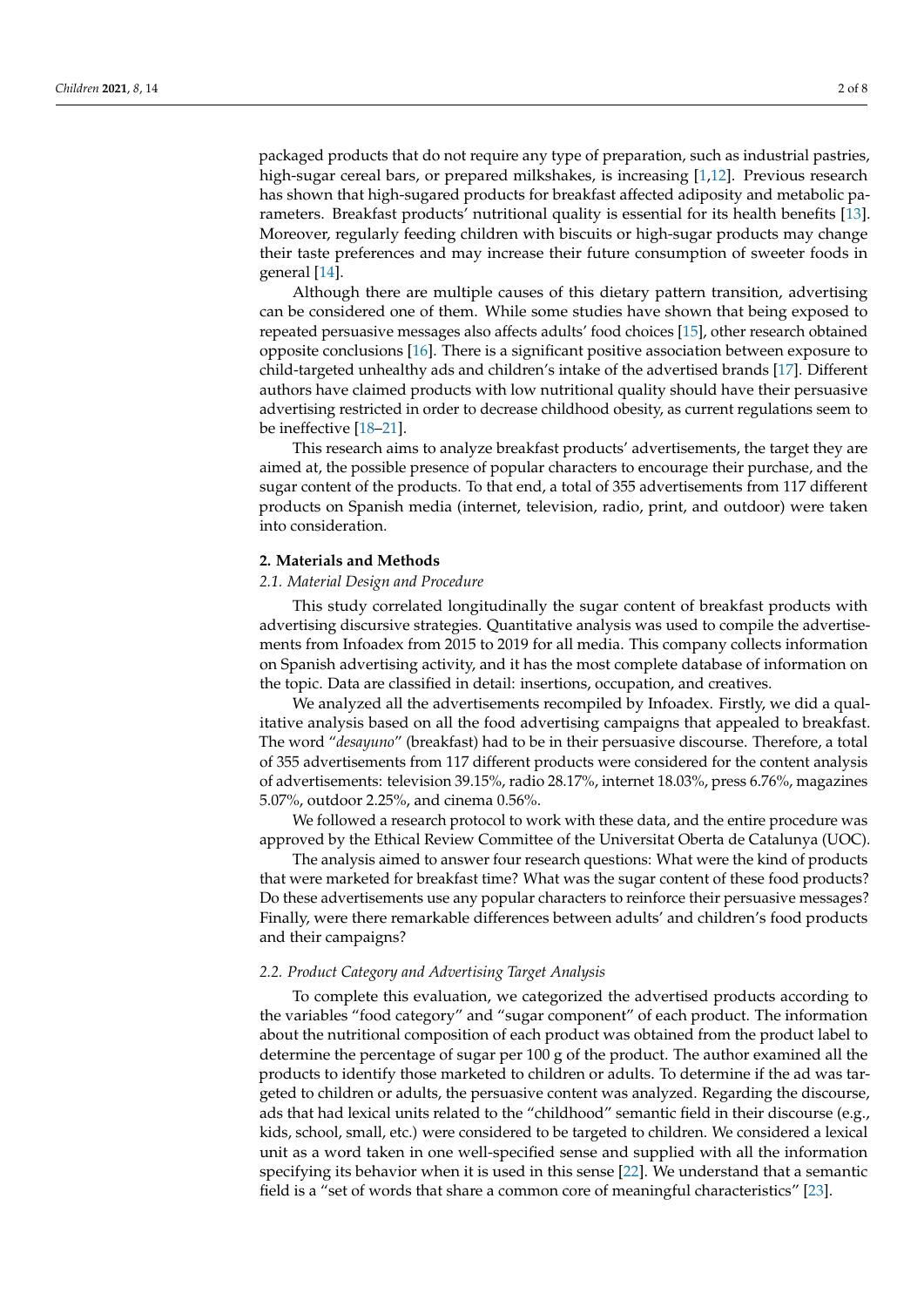packaged products that do not require any type of preparation, such as industrial pastries, high-sugar cereal bars, or prepared milkshakes, is increasing [1,12]. Previous research has shown that high-sugared products for breakfast affected adiposity and metabolic parameters. Breakfast products' nutritional quality is essential for its health benefits [13]. Moreover, regularly feeding children with biscuits or high-sugar products may change their taste preferences and may increase their future consumption of sweeter foods in general [14].

Although there are multiple causes of this dietary pattern transition, advertising can be considered one of them. While some studies have shown that being exposed to repeated persuasive messages also affects adults' food choices [15], other research obtained opposite conclusions [16]. There is a significant positive association between exposure to child-targeted unhealthy ads and children's intake of the advertised brands [17]. Different authors have claimed products with low nutritional quality should have their persuasive advertising restricted in order to decrease childhood obesity, as current regulations seem to be ineffective [18–21].

This research aims to analyze breakfast products' advertisements, the target they are aimed at, the possible presence of popular characters to encourage their purchase, and the sugar content of the products. To that end, a total of 355 advertisements from 117 different products on Spanish media (internet, television, radio, print, and outdoor) were taken into consideration.

## 2. Materials and Methods

### *2.1. Material Design and Procedure*

This study correlated longitudinally the sugar content of breakfast products with advertising discursive strategies. Quantitative analysis was used to compile the advertisements from Infoadex from 2015 to 2019 for all media. This company collects information on Spanish advertising activity, and it has the most complete database of information on the topic. Data are classified in detail: insertions, occupation, and creatives.

We analyzed all the advertisements recompiled by Infoadex. Firstly, we did a qualitative analysis based on all the food advertising campaigns that appealed to breakfast. The word "*desayuno*" (breakfast) had to be in their persuasive discourse. Therefore, a total of 355 advertisements from 117 different products were considered for the content analysis of advertisements: television 39.15%, radio 28.17%, internet 18.03%, press 6.76%, magazines 5.07%, outdoor 2.25%, and cinema 0.56%.

We followed a research protocol to work with these data, and the entire procedure was approved by the Ethical Review Committee of the Universitat Oberta de Catalunya (UOC).

The analysis aimed to answer four research questions: What were the kind of products that were marketed for breakfast time? What was the sugar content of these food products? Do these advertisements use any popular characters to reinforce their persuasive messages? Finally, were there remarkable differences between adults' and children's food products and their campaigns?

### *2.2. Product Category and Advertising Target Analysis*

To complete this evaluation, we categorized the advertised products according to the variables "food category" and "sugar component" of each product. The information about the nutritional composition of each product was obtained from the product label to determine the percentage of sugar per 100 g of the product. The author examined all the products to identify those marketed to children or adults. To determine if the ad was targeted to children or adults, the persuasive content was analyzed. Regarding the discourse, ads that had lexical units related to the "childhood" semantic field in their discourse (e.g., kids, school, small, etc.) were considered to be targeted to children. We considered a lexical unit as a word taken in one well-specified sense and supplied with all the information specifying its behavior when it is used in this sense [22]. We understand that a semantic field is a "set of words that share a common core of meaningful characteristics" [23].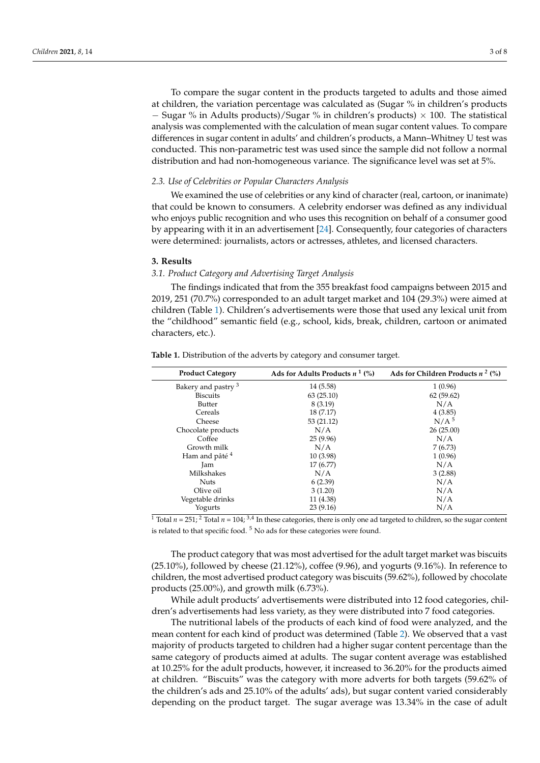To compare the sugar content in the products targeted to adults and those aimed at children, the variation percentage was calculated as (Sugar % in children's products − Sugar % in Adults products)/Sugar % in children's products) × 100. The statistical analysis was complemented with the calculation of mean sugar content values. To compare differences in sugar content in adults' and children's products, a Mann–Whitney U test was conducted. This non-parametric test was used since the sample did not follow a normal distribution and had non-homogeneous variance. The significance level was set at 5%.

### *2.3. Use of Celebrities or Popular Characters Analysis*

We examined the use of celebrities or any kind of character (real, cartoon, or inanimate) that could be known to consumers. A celebrity endorser was defined as any individual who enjoys public recognition and who uses this recognition on behalf of a consumer good by appearing with it in an advertisement [24]. Consequently, four categories of characters were determined: journalists, actors or actresses, athletes, and licensed characters.

## **3. Results**

### *3.1. Product Category and Advertising Target Analysis*

The findings indicated that from the 355 breakfast food campaigns between 2015 and 2019, 251 (70.7%) corresponded to an adult target market and 104 (29.3%) were aimed at children (Table 1). Children's advertisements were those that used any lexical unit from the "childhood" semantic field (e.g., school, kids, break, children, cartoon or animated characters, etc.).

**Table 1.** Distribution of the adverts by category and consumer target.

| Product Category | Ads for Adults Products $n$ [1] (%) | Ads for Children Products $n$ [2] (%) |
|---|---|---|
| Bakery and pastry [3] | 14 (5.58) | 1 (0.96) |
| Biscuits | 63 (25.10) | 62 (59.62) |
| Butter | 8 (3.19) | N/A |
| Cereals | 18 (7.17) | 4 (3.85) |
| Cheese | 53 (21.12) | N/A [5] |
| Chocolate products | N/A | 26 (25.00) |
| Coffee | 25 (9.96) | N/A |
| Growth milk | N/A | 7 (6.73) |
| Ham and pâté [4] | 10 (3.98) | 1 (0.96) |
| Jam | 17 (6.77) | N/A |
| Milkshakes | N/A | 3 (2.88) |
| Nuts | 6 (2.39) | N/A |
| Olive oil | 3 (1.20) | N/A |
| Vegetable drinks | 11 (4.38) | N/A |
| Yogurts | 23 (9.16) | N/A |

[1] Total $n$ = 251; [2] Total $n$ = 104; [3,4] In these categories, there is only one ad targeted to children, so the sugar content is related to that specific food. [5] No ads for these categories were found.

The product category that was most advertised for the adult target market was biscuits (25.10%), followed by cheese (21.12%), coffee (9.96), and yogurts (9.16%). In reference to children, the most advertised product category was biscuits (59.62%), followed by chocolate products (25.00%), and growth milk (6.73%).

While adult products' advertisements were distributed into 12 food categories, children's advertisements had less variety, as they were distributed into 7 food categories.

The nutritional labels of the products of each kind of food were analyzed, and the mean content for each kind of product was determined (Table 2). We observed that a vast majority of products targeted to children had a higher sugar content percentage than the same category of products aimed at adults. The sugar content average was established at 10.25% for the adult products, however, it increased to 36.20% for the products aimed at children. "Biscuits" was the category with more adverts for both targets (59.62% of the children's ads and 25.10% of the adults' ads), but sugar content varied considerably depending on the product target. The sugar average was 13.34% in the case of adult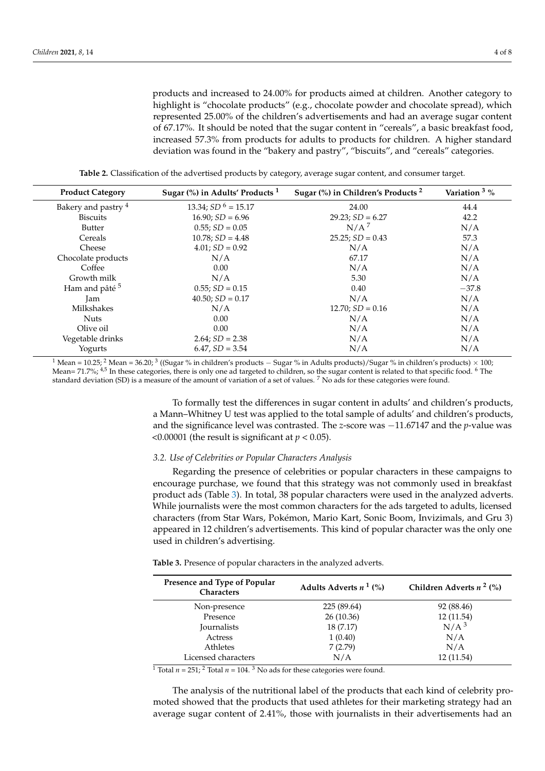products and increased to 24.00% for products aimed at children. Another category to highlight is "chocolate products" (e.g., chocolate powder and chocolate spread), which represented 25.00% of the children's advertisements and had an average sugar content of 67.17%. It should be noted that the sugar content in "cereals", a basic breakfast food, increased 57.3% from products for adults to products for children. A higher standard deviation was found in the "bakery and pastry", "biscuits", and "cereals" categories.

**Table 2.** Classification of the advertised products by category, average sugar content, and consumer target.

| Product Category | Sugar (%) in Adults' Products [1] | Sugar (%) in Children's Products [2] | Variation [3] % |
|---|---|---|---|
| Bakery and pastry [4] | 13.34; $SD$ [6] = 15.17 | 24.00 | 44.4 |
| Biscuits | 16.90; $SD$ = 6.96 | 29.23; $SD$ = 6.27 | 42.2 |
| Butter | 0.55; $SD$ = 0.05 | N/A [7] | N/A |
| Cereals | 10.78; $SD$ = 4.48 | 25.25; $SD$ = 0.43 | 57.3 |
| Cheese | 4.01; $SD$ = 0.92 | N/A | N/A |
| Chocolate products | N/A | 67.17 | N/A |
| Coffee | 0.00 | N/A | N/A |
| Growth milk | N/A | 5.30 | N/A |
| Ham and pâté [5] | 0.55; $SD$ = 0.15 | 0.40 | −37.8 |
| Jam | 40.50; $SD$ = 0.17 | N/A | N/A |
| Milkshakes | N/A | 12.70; $SD$ = 0.16 | N/A |
| Nuts | 0.00 | N/A | N/A |
| Olive oil | 0.00 | N/A | N/A |
| Vegetable drinks | 2.64; $SD$ = 2.38 | N/A | N/A |
| Yogurts | 6.47, $SD$ = 3.54 | N/A | N/A |

[1] Mean = 10.25; [2] Mean = 36.20; [3] ((Sugar % in children's products − Sugar % in Adults products)/Sugar % in children's products) × 100; Mean= 71.7%; [4,5] In these categories, there is only one ad targeted to children, so the sugar content is related to that specific food. [6] The standard deviation (SD) is a measure of the amount of variation of a set of values. [7] No ads for these categories were found.

To formally test the differences in sugar content in adults' and children's products, a Mann–Whitney U test was applied to the total sample of adults' and children's products, and the significance level was contrasted. The $z$-score was −11.67147 and the $p$-value was <0.00001 (the result is significant at $p < 0.05$).

### *3.2. Use of Celebrities or Popular Characters Analysis*

Regarding the presence of celebrities or popular characters in these campaigns to encourage purchase, we found that this strategy was not commonly used in breakfast product ads (Table 3). In total, 38 popular characters were used in the analyzed adverts. While journalists were the most common characters for the ads targeted to adults, licensed characters (from Star Wars, Pokémon, Mario Kart, Sonic Boom, Invizimals, and Gru 3) appeared in 12 children's advertisements. This kind of popular character was the only one used in children's advertising.

**Table 3.** Presence of popular characters in the analyzed adverts.

| Presence and Type of Popular Characters | Adults Adverts $n$ [1] (%) | Children Adverts $n$ [2] (%) |
|---|---|---|
| Non-presence | 225 (89.64) | 92 (88.46) |
| Presence | 26 (10.36) | 12 (11.54) |
| Journalists | 18 (7.17) | N/A [3] |
| Actress | 1 (0.40) | N/A |
| Athletes | 7 (2.79) | N/A |
| Licensed characters | N/A | 12 (11.54) |

[1] Total $n$ = 251; [2] Total $n$ = 104. [3] No ads for these categories were found.

The analysis of the nutritional label of the products that each kind of celebrity promoted showed that the products that used athletes for their marketing strategy had an average sugar content of 2.41%, those with journalists in their advertisements had an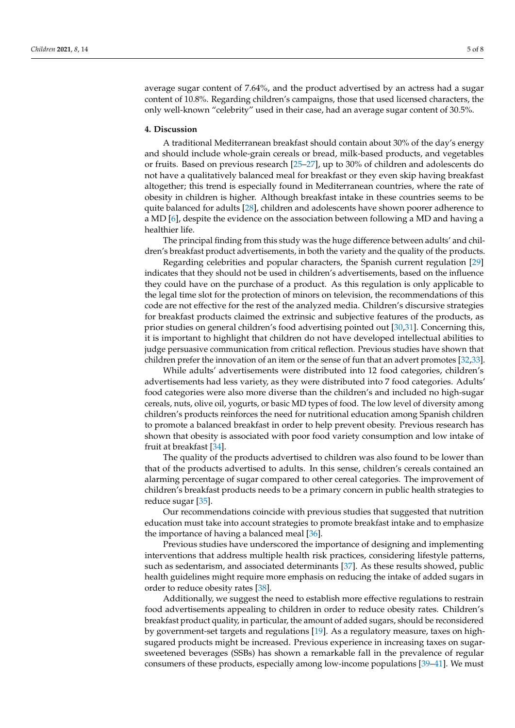average sugar content of 7.64%, and the product advertised by an actress had a sugar content of 10.8%. Regarding children's campaigns, those that used licensed characters, the only well-known "celebrity" used in their case, had an average sugar content of 30.5%.

## 4. Discussion

A traditional Mediterranean breakfast should contain about 30% of the day's energy and should include whole-grain cereals or bread, milk-based products, and vegetables or fruits. Based on previous research [25–27], up to 30% of children and adolescents do not have a qualitatively balanced meal for breakfast or they even skip having breakfast altogether; this trend is especially found in Mediterranean countries, where the rate of obesity in children is higher. Although breakfast intake in these countries seems to be quite balanced for adults [28], children and adolescents have shown poorer adherence to a MD [6], despite the evidence on the association between following a MD and having a healthier life.

The principal finding from this study was the huge difference between adults' and children's breakfast product advertisements, in both the variety and the quality of the products.

Regarding celebrities and popular characters, the Spanish current regulation [29] indicates that they should not be used in children's advertisements, based on the influence they could have on the purchase of a product. As this regulation is only applicable to the legal time slot for the protection of minors on television, the recommendations of this code are not effective for the rest of the analyzed media. Children's discursive strategies for breakfast products claimed the extrinsic and subjective features of the products, as prior studies on general children's food advertising pointed out [30,31]. Concerning this, it is important to highlight that children do not have developed intellectual abilities to judge persuasive communication from critical reflection. Previous studies have shown that children prefer the innovation of an item or the sense of fun that an advert promotes [32,33].

While adults' advertisements were distributed into 12 food categories, children's advertisements had less variety, as they were distributed into 7 food categories. Adults' food categories were also more diverse than the children's and included no high-sugar cereals, nuts, olive oil, yogurts, or basic MD types of food. The low level of diversity among children's products reinforces the need for nutritional education among Spanish children to promote a balanced breakfast in order to help prevent obesity. Previous research has shown that obesity is associated with poor food variety consumption and low intake of fruit at breakfast [34].

The quality of the products advertised to children was also found to be lower than that of the products advertised to adults. In this sense, children's cereals contained an alarming percentage of sugar compared to other cereal categories. The improvement of children's breakfast products needs to be a primary concern in public health strategies to reduce sugar [35].

Our recommendations coincide with previous studies that suggested that nutrition education must take into account strategies to promote breakfast intake and to emphasize the importance of having a balanced meal [36].

Previous studies have underscored the importance of designing and implementing interventions that address multiple health risk practices, considering lifestyle patterns, such as sedentarism, and associated determinants [37]. As these results showed, public health guidelines might require more emphasis on reducing the intake of added sugars in order to reduce obesity rates [38].

Additionally, we suggest the need to establish more effective regulations to restrain food advertisements appealing to children in order to reduce obesity rates. Children's breakfast product quality, in particular, the amount of added sugars, should be reconsidered by government-set targets and regulations [19]. As a regulatory measure, taxes on high-sugared products might be increased. Previous experience in increasing taxes on sugar-sweetened beverages (SSBs) has shown a remarkable fall in the prevalence of regular consumers of these products, especially among low-income populations [39–41]. We must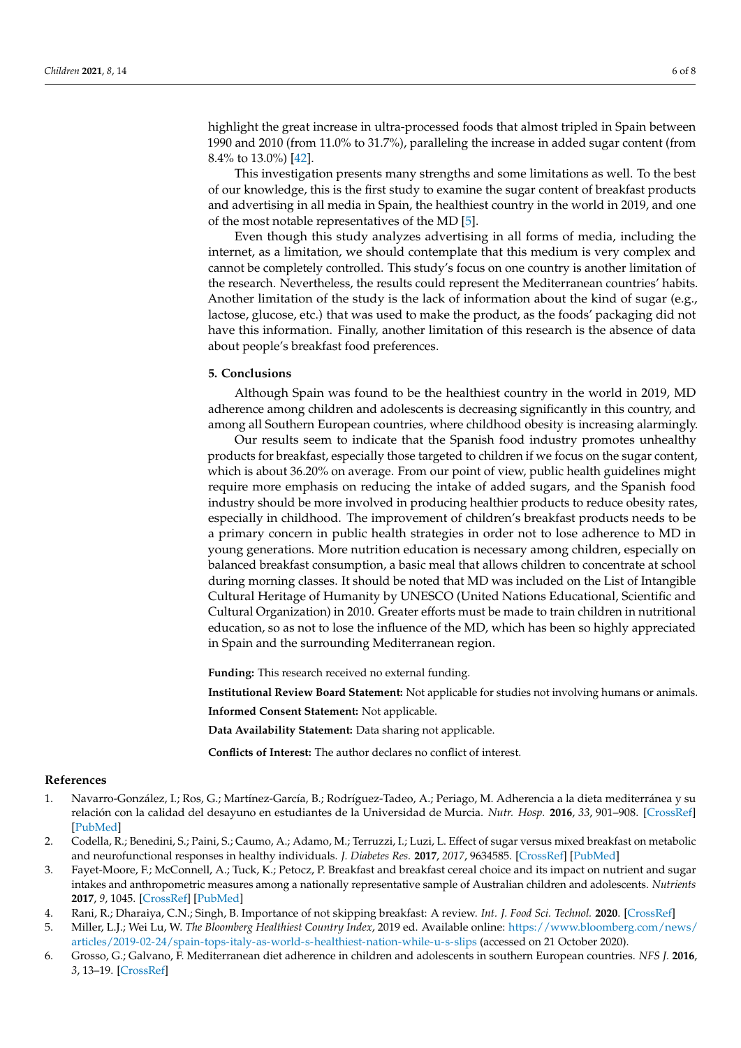highlight the great increase in ultra-processed foods that almost tripled in Spain between 1990 and 2010 (from 11.0% to 31.7%), paralleling the increase in added sugar content (from 8.4% to 13.0%) [42].

This investigation presents many strengths and some limitations as well. To the best of our knowledge, this is the first study to examine the sugar content of breakfast products and advertising in all media in Spain, the healthiest country in the world in 2019, and one of the most notable representatives of the MD [5].

Even though this study analyzes advertising in all forms of media, including the internet, as a limitation, we should contemplate that this medium is very complex and cannot be completely controlled. This study's focus on one country is another limitation of the research. Nevertheless, the results could represent the Mediterranean countries' habits. Another limitation of the study is the lack of information about the kind of sugar (e.g., lactose, glucose, etc.) that was used to make the product, as the foods' packaging did not have this information. Finally, another limitation of this research is the absence of data about people's breakfast food preferences.

## 5. Conclusions

Although Spain was found to be the healthiest country in the world in 2019, MD adherence among children and adolescents is decreasing significantly in this country, and among all Southern European countries, where childhood obesity is increasing alarmingly.

Our results seem to indicate that the Spanish food industry promotes unhealthy products for breakfast, especially those targeted to children if we focus on the sugar content, which is about 36.20% on average. From our point of view, public health guidelines might require more emphasis on reducing the intake of added sugars, and the Spanish food industry should be more involved in producing healthier products to reduce obesity rates, especially in childhood. The improvement of children's breakfast products needs to be a primary concern in public health strategies in order not to lose adherence to MD in young generations. More nutrition education is necessary among children, especially on balanced breakfast consumption, a basic meal that allows children to concentrate at school during morning classes. It should be noted that MD was included on the List of Intangible Cultural Heritage of Humanity by UNESCO (United Nations Educational, Scientific and Cultural Organization) in 2010. Greater efforts must be made to train children in nutritional education, so as not to lose the influence of the MD, which has been so highly appreciated in Spain and the surrounding Mediterranean region.

**Funding:** This research received no external funding.

**Institutional Review Board Statement:** Not applicable for studies not involving humans or animals.

**Informed Consent Statement:** Not applicable.

**Data Availability Statement:** Data sharing not applicable.

**Conflicts of Interest:** The author declares no conflict of interest.

## References

1. Navarro-González, I.; Ros, G.; Martínez-García, B.; Rodríguez-Tadeo, A.; Periago, M. Adherencia a la dieta mediterránea y su relación con la calidad del desayuno en estudiantes de la Universidad de Murcia. *Nutr. Hosp.* **2016**, *33*, 901–908. [CrossRef] [PubMed]
2. Codella, R.; Benedini, S.; Paini, S.; Caumo, A.; Adamo, M.; Terruzzi, I.; Luzi, L. Effect of sugar versus mixed breakfast on metabolic and neurofunctional responses in healthy individuals. *J. Diabetes Res.* **2017**, *2017*, 9634585. [CrossRef] [PubMed]
3. Fayet-Moore, F.; McConnell, A.; Tuck, K.; Petocz, P. Breakfast and breakfast cereal choice and its impact on nutrient and sugar intakes and anthropometric measures among a nationally representative sample of Australian children and adolescents. *Nutrients* **2017**, *9*, 1045. [CrossRef] [PubMed]
4. Rani, R.; Dharaiya, C.N.; Singh, B. Importance of not skipping breakfast: A review. *Int. J. Food Sci. Technol.* **2020**. [CrossRef]
5. Miller, L.J.; Wei Lu, W. *The Bloomberg Healthiest Country Index*, 2019 ed. Available online: https://www.bloomberg.com/news/articles/2019-02-24/spain-tops-italy-as-world-s-healthiest-nation-while-u-s-slips (accessed on 21 October 2020).
6. Grosso, G.; Galvano, F. Mediterranean diet adherence in children and adolescents in southern European countries. *NFS J.* **2016**, *3*, 13–19. [CrossRef]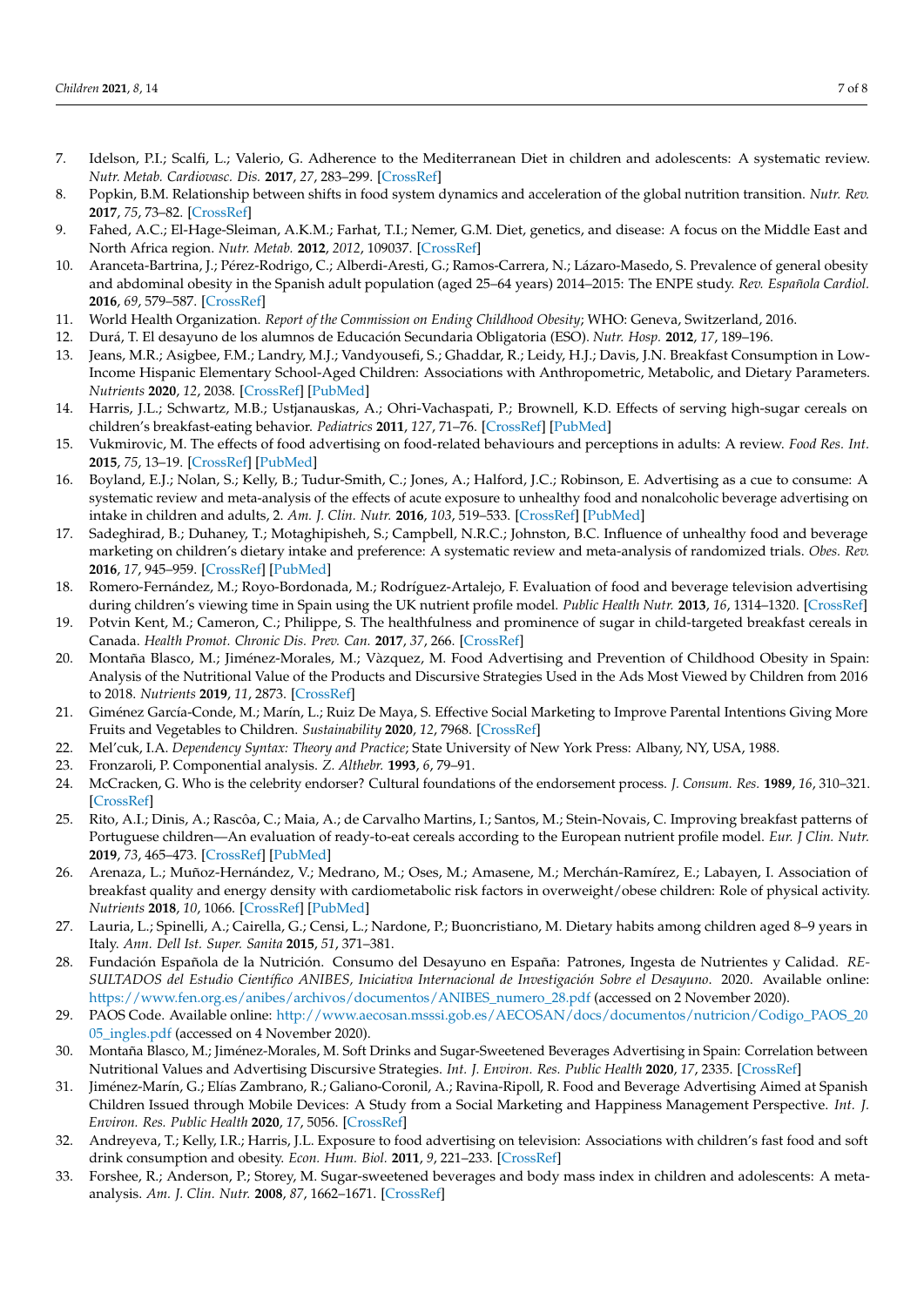7. Idelson, P.I.; Scalfi, L.; Valerio, G. Adherence to the Mediterranean Diet in children and adolescents: A systematic review. *Nutr. Metab. Cardiovasc. Dis.* **2017**, *27*, 283–299. [CrossRef]
8. Popkin, B.M. Relationship between shifts in food system dynamics and acceleration of the global nutrition transition. *Nutr. Rev.* **2017**, *75*, 73–82. [CrossRef]
9. Fahed, A.C.; El-Hage-Sleiman, A.K.M.; Farhat, T.I.; Nemer, G.M. Diet, genetics, and disease: A focus on the Middle East and North Africa region. *Nutr. Metab.* **2012**, *2012*, 109037. [CrossRef]
10. Aranceta-Bartrina, J.; Pérez-Rodrigo, C.; Alberdi-Aresti, G.; Ramos-Carrera, N.; Lázaro-Masedo, S. Prevalence of general obesity and abdominal obesity in the Spanish adult population (aged 25–64 years) 2014–2015: The ENPE study. *Rev. Española Cardiol.* **2016**, *69*, 579–587. [CrossRef]
11. World Health Organization. *Report of the Commission on Ending Childhood Obesity*; WHO: Geneva, Switzerland, 2016.
12. Durá, T. El desayuno de los alumnos de Educación Secundaria Obligatoria (ESO). *Nutr. Hosp.* **2012**, *17*, 189–196.
13. Jeans, M.R.; Asigbee, F.M.; Landry, M.J.; Vandyousefi, S.; Ghaddar, R.; Leidy, H.J.; Davis, J.N. Breakfast Consumption in Low-Income Hispanic Elementary School-Aged Children: Associations with Anthropometric, Metabolic, and Dietary Parameters. *Nutrients* **2020**, *12*, 2038. [CrossRef] [PubMed]
14. Harris, J.L.; Schwartz, M.B.; Ustjanauskas, A.; Ohri-Vachaspati, P.; Brownell, K.D. Effects of serving high-sugar cereals on children's breakfast-eating behavior. *Pediatrics* **2011**, *127*, 71–76. [CrossRef] [PubMed]
15. Vukmirovic, M. The effects of food advertising on food-related behaviours and perceptions in adults: A review. *Food Res. Int.* **2015**, *75*, 13–19. [CrossRef] [PubMed]
16. Boyland, E.J.; Nolan, S.; Kelly, B.; Tudur-Smith, C.; Jones, A.; Halford, J.C.; Robinson, E. Advertising as a cue to consume: A systematic review and meta-analysis of the effects of acute exposure to unhealthy food and nonalcoholic beverage advertising on intake in children and adults, 2. *Am. J. Clin. Nutr.* **2016**, *103*, 519–533. [CrossRef] [PubMed]
17. Sadeghirad, B.; Duhaney, T.; Motaghipisheh, S.; Campbell, N.R.C.; Johnston, B.C. Influence of unhealthy food and beverage marketing on children's dietary intake and preference: A systematic review and meta-analysis of randomized trials. *Obes. Rev.* **2016**, *17*, 945–959. [CrossRef] [PubMed]
18. Romero-Fernández, M.; Royo-Bordonada, M.; Rodríguez-Artalejo, F. Evaluation of food and beverage television advertising during children's viewing time in Spain using the UK nutrient profile model. *Public Health Nutr.* **2013**, *16*, 1314–1320. [CrossRef]
19. Potvin Kent, M.; Cameron, C.; Philippe, S. The healthfulness and prominence of sugar in child-targeted breakfast cereals in Canada. *Health Promot. Chronic Dis. Prev. Can.* **2017**, *37*, 266. [CrossRef]
20. Montaña Blasco, M.; Jiménez-Morales, M.; Vàzquez, M. Food Advertising and Prevention of Childhood Obesity in Spain: Analysis of the Nutritional Value of the Products and Discursive Strategies Used in the Ads Most Viewed by Children from 2016 to 2018. *Nutrients* **2019**, *11*, 2873. [CrossRef]
21. Giménez García-Conde, M.; Marín, L.; Ruiz De Maya, S. Effective Social Marketing to Improve Parental Intentions Giving More Fruits and Vegetables to Children. *Sustainability* **2020**, *12*, 7968. [CrossRef]
22. Mel'cuk, I.A. *Dependency Syntax: Theory and Practice*; State University of New York Press: Albany, NY, USA, 1988.
23. Fronzaroli, P. Componential analysis. *Z. Althebr.* **1993**, *6*, 79–91.
24. McCracken, G. Who is the celebrity endorser? Cultural foundations of the endorsement process. *J. Consum. Res.* **1989**, *16*, 310–321. [CrossRef]
25. Rito, A.I.; Dinis, A.; Rascôa, C.; Maia, A.; de Carvalho Martins, I.; Santos, M.; Stein-Novais, C. Improving breakfast patterns of Portuguese children—An evaluation of ready-to-eat cereals according to the European nutrient profile model. *Eur. J Clin. Nutr.* **2019**, *73*, 465–473. [CrossRef] [PubMed]
26. Arenaza, L.; Muñoz-Hernández, V.; Medrano, M.; Oses, M.; Amasene, M.; Merchán-Ramírez, E.; Labayen, I. Association of breakfast quality and energy density with cardiometabolic risk factors in overweight/obese children: Role of physical activity. *Nutrients* **2018**, *10*, 1066. [CrossRef] [PubMed]
27. Lauria, L.; Spinelli, A.; Cairella, G.; Censi, L.; Nardone, P.; Buoncristiano, M. Dietary habits among children aged 8–9 years in Italy. *Ann. Dell Ist. Super. Sanita* **2015**, *51*, 371–381.
28. Fundación Española de la Nutrición. Consumo del Desayuno en España: Patrones, Ingesta de Nutrientes y Calidad. *RESULTADOS del Estudio Científico ANIBES, Iniciativa Internacional de Investigación Sobre el Desayuno.* 2020. Available online: https://www.fen.org.es/anibes/archivos/documentos/ANIBES_numero_28.pdf (accessed on 2 November 2020).
29. PAOS Code. Available online: http://www.aecosan.msssi.gob.es/AECOSAN/docs/documentos/nutricion/Codigo_PAOS_2005_ingles.pdf (accessed on 4 November 2020).
30. Montaña Blasco, M.; Jiménez-Morales, M. Soft Drinks and Sugar-Sweetened Beverages Advertising in Spain: Correlation between Nutritional Values and Advertising Discursive Strategies. *Int. J. Environ. Res. Public Health* **2020**, *17*, 2335. [CrossRef]
31. Jiménez-Marín, G.; Elías Zambrano, R.; Galiano-Coronil, A.; Ravina-Ripoll, R. Food and Beverage Advertising Aimed at Spanish Children Issued through Mobile Devices: A Study from a Social Marketing and Happiness Management Perspective. *Int. J. Environ. Res. Public Health* **2020**, *17*, 5056. [CrossRef]
32. Andreyeva, T.; Kelly, I.R.; Harris, J.L. Exposure to food advertising on television: Associations with children's fast food and soft drink consumption and obesity. *Econ. Hum. Biol.* **2011**, *9*, 221–233. [CrossRef]
33. Forshee, R.; Anderson, P.; Storey, M. Sugar-sweetened beverages and body mass index in children and adolescents: A meta-analysis. *Am. J. Clin. Nutr.* **2008**, *87*, 1662–1671. [CrossRef]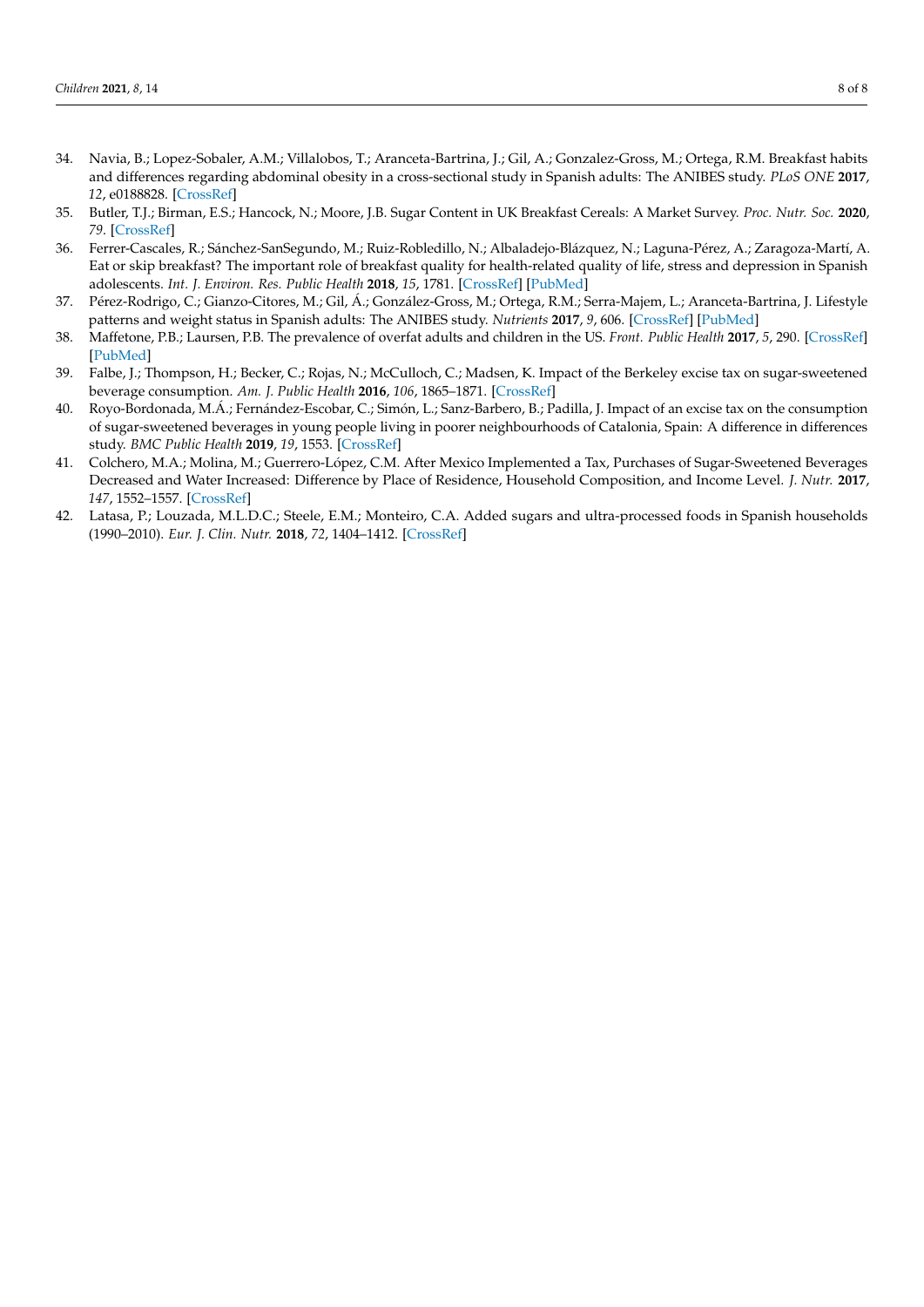34. Navia, B.; Lopez-Sobaler, A.M.; Villalobos, T.; Aranceta-Bartrina, J.; Gil, A.; Gonzalez-Gross, M.; Ortega, R.M. Breakfast habits and differences regarding abdominal obesity in a cross-sectional study in Spanish adults: The ANIBES study. *PLoS ONE* **2017**, *12*, e0188828. [CrossRef]
35. Butler, T.J.; Birman, E.S.; Hancock, N.; Moore, J.B. Sugar Content in UK Breakfast Cereals: A Market Survey. *Proc. Nutr. Soc.* **2020**, *79*. [CrossRef]
36. Ferrer-Cascales, R.; Sánchez-SanSegundo, M.; Ruiz-Robledillo, N.; Albaladejo-Blázquez, N.; Laguna-Pérez, A.; Zaragoza-Martí, A. Eat or skip breakfast? The important role of breakfast quality for health-related quality of life, stress and depression in Spanish adolescents. *Int. J. Environ. Res. Public Health* **2018**, *15*, 1781. [CrossRef] [PubMed]
37. Pérez-Rodrigo, C.; Gianzo-Citores, M.; Gil, Á.; González-Gross, M.; Ortega, R.M.; Serra-Majem, L.; Aranceta-Bartrina, J. Lifestyle patterns and weight status in Spanish adults: The ANIBES study. *Nutrients* **2017**, *9*, 606. [CrossRef] [PubMed]
38. Maffetone, P.B.; Laursen, P.B. The prevalence of overfat adults and children in the US. *Front. Public Health* **2017**, *5*, 290. [CrossRef] [PubMed]
39. Falbe, J.; Thompson, H.; Becker, C.; Rojas, N.; McCulloch, C.; Madsen, K. Impact of the Berkeley excise tax on sugar-sweetened beverage consumption. *Am. J. Public Health* **2016**, *106*, 1865–1871. [CrossRef]
40. Royo-Bordonada, M.Á.; Fernández-Escobar, C.; Simón, L.; Sanz-Barbero, B.; Padilla, J. Impact of an excise tax on the consumption of sugar-sweetened beverages in young people living in poorer neighbourhoods of Catalonia, Spain: A difference in differences study. *BMC Public Health* **2019**, *19*, 1553. [CrossRef]
41. Colchero, M.A.; Molina, M.; Guerrero-López, C.M. After Mexico Implemented a Tax, Purchases of Sugar-Sweetened Beverages Decreased and Water Increased: Difference by Place of Residence, Household Composition, and Income Level. *J. Nutr.* **2017**, *147*, 1552–1557. [CrossRef]
42. Latasa, P.; Louzada, M.L.D.C.; Steele, E.M.; Monteiro, C.A. Added sugars and ultra-processed foods in Spanish households (1990–2010). *Eur. J. Clin. Nutr.* **2018**, *72*, 1404–1412. [CrossRef]